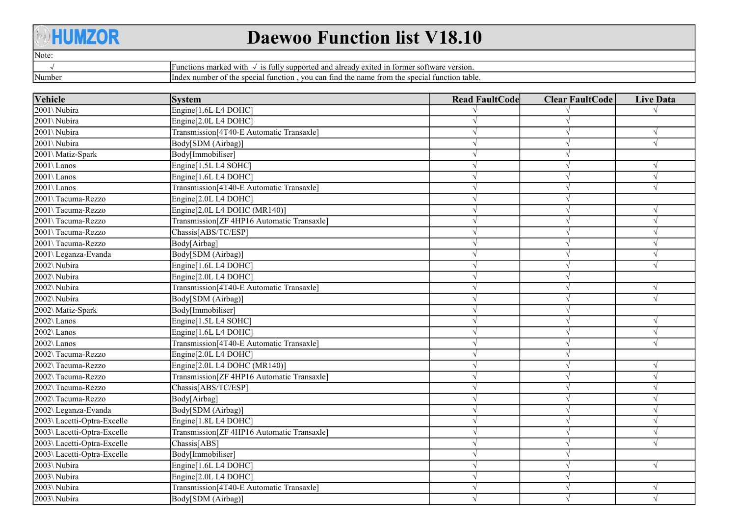# HUMZOR Daewoo Function list V18.10

| Note: | |
|---|---|
| √ | Functions marked with √ is fully supported and already exited in former software version. |
| Number | Index number of the special function , you can find the name from the special function table. |

| Vehicle | System | Read FaultCode | Clear FaultCode | Live Data |
|---|---|---|---|---|
| 2001\ Nubira | Engine[1.6L L4 DOHC] | √ | √ | √ |
| 2001\ Nubira | Engine[2.0L L4 DOHC] | √ | √ | |
| 2001\ Nubira | Transmission[4T40-E Automatic Transaxle] | √ | √ | √ |
| 2001\ Nubira | Body[SDM (Airbag)] | √ | √ | √ |
| 2001\ Matiz-Spark | Body[Immobiliser] | √ | √ | |
| 2001\ Lanos | Engine[1.5L L4 SOHC] | √ | √ | √ |
| 2001\ Lanos | Engine[1.6L L4 DOHC] | √ | √ | √ |
| 2001\ Lanos | Transmission[4T40-E Automatic Transaxle] | √ | √ | √ |
| 2001\ Tacuma-Rezzo | Engine[2.0L L4 DOHC] | √ | √ | |
| 2001\ Tacuma-Rezzo | Engine[2.0L L4 DOHC (MR140)] | √ | √ | √ |
| 2001\ Tacuma-Rezzo | Transmission[ZF 4HP16 Automatic Transaxle] | √ | √ | √ |
| 2001\ Tacuma-Rezzo | Chassis[ABS/TC/ESP] | √ | √ | √ |
| 2001\ Tacuma-Rezzo | Body[Airbag] | √ | √ | √ |
| 2001\ Leganza-Evanda | Body[SDM (Airbag)] | √ | √ | √ |
| 2002\ Nubira | Engine[1.6L L4 DOHC] | √ | √ | √ |
| 2002\ Nubira | Engine[2.0L L4 DOHC] | √ | √ | |
| 2002\ Nubira | Transmission[4T40-E Automatic Transaxle] | √ | √ | √ |
| 2002\ Nubira | Body[SDM (Airbag)] | √ | √ | √ |
| 2002\ Matiz-Spark | Body[Immobiliser] | √ | √ | |
| 2002\ Lanos | Engine[1.5L L4 SOHC] | √ | √ | √ |
| 2002\ Lanos | Engine[1.6L L4 DOHC] | √ | √ | √ |
| 2002\ Lanos | Transmission[4T40-E Automatic Transaxle] | √ | √ | √ |
| 2002\ Tacuma-Rezzo | Engine[2.0L L4 DOHC] | √ | √ | |
| 2002\ Tacuma-Rezzo | Engine[2.0L L4 DOHC (MR140)] | √ | √ | √ |
| 2002\ Tacuma-Rezzo | Transmission[ZF 4HP16 Automatic Transaxle] | √ | √ | √ |
| 2002\ Tacuma-Rezzo | Chassis[ABS/TC/ESP] | √ | √ | √ |
| 2002\ Tacuma-Rezzo | Body[Airbag] | √ | √ | √ |
| 2002\ Leganza-Evanda | Body[SDM (Airbag)] | √ | √ | √ |
| 2003\ Lacetti-Optra-Excelle | Engine[1.8L L4 DOHC] | √ | √ | √ |
| 2003\ Lacetti-Optra-Excelle | Transmission[ZF 4HP16 Automatic Transaxle] | √ | √ | √ |
| 2003\ Lacetti-Optra-Excelle | Chassis[ABS] | √ | √ | √ |
| 2003\ Lacetti-Optra-Excelle | Body[Immobiliser] | √ | √ | |
| 2003\ Nubira | Engine[1.6L L4 DOHC] | √ | √ | √ |
| 2003\ Nubira | Engine[2.0L L4 DOHC] | √ | √ | |
| 2003\ Nubira | Transmission[4T40-E Automatic Transaxle] | √ | √ | √ |
| 2003\ Nubira | Body[SDM (Airbag)] | √ | √ | √ |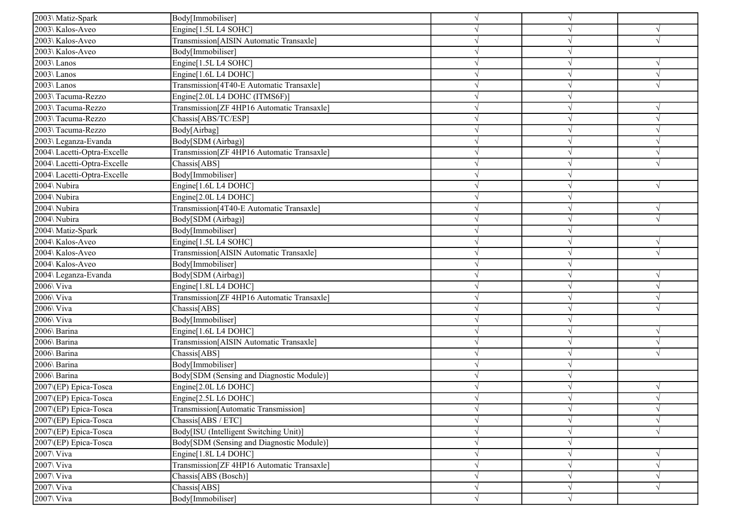| | | | | |
|---|---|---|---|---|
| 2003\ Matiz-Spark | Body[Immobiliser] | √ | √ | |
| 2003\ Kalos-Aveo | Engine[1.5L L4 SOHC] | √ | √ | √ |
| 2003\ Kalos-Aveo | Transmission[AISIN Automatic Transaxle] | √ | √ | √ |
| 2003\ Kalos-Aveo | Body[Immobiliser] | √ | √ | |
| 2003\ Lanos | Engine[1.5L L4 SOHC] | √ | √ | √ |
| 2003\ Lanos | Engine[1.6L L4 DOHC] | √ | √ | √ |
| 2003\ Lanos | Transmission[4T40-E Automatic Transaxle] | √ | √ | √ |
| 2003\ Tacuma-Rezzo | Engine[2.0L L4 DOHC (ITMS6F)] | √ | √ | |
| 2003\ Tacuma-Rezzo | Transmission[ZF 4HP16 Automatic Transaxle] | √ | √ | √ |
| 2003\ Tacuma-Rezzo | Chassis[ABS/TC/ESP] | √ | √ | √ |
| 2003\ Tacuma-Rezzo | Body[Airbag] | √ | √ | √ |
| 2003\ Leganza-Evanda | Body[SDM (Airbag)] | √ | √ | √ |
| 2004\ Lacetti-Optra-Excelle | Transmission[ZF 4HP16 Automatic Transaxle] | √ | √ | √ |
| 2004\ Lacetti-Optra-Excelle | Chassis[ABS] | √ | √ | √ |
| 2004\ Lacetti-Optra-Excelle | Body[Immobiliser] | √ | √ | |
| 2004\ Nubira | Engine[1.6L L4 DOHC] | √ | √ | √ |
| 2004\ Nubira | Engine[2.0L L4 DOHC] | √ | √ | |
| 2004\ Nubira | Transmission[4T40-E Automatic Transaxle] | √ | √ | √ |
| 2004\ Nubira | Body[SDM (Airbag)] | √ | √ | √ |
| 2004\ Matiz-Spark | Body[Immobiliser] | √ | √ | |
| 2004\ Kalos-Aveo | Engine[1.5L L4 SOHC] | √ | √ | √ |
| 2004\ Kalos-Aveo | Transmission[AISIN Automatic Transaxle] | √ | √ | √ |
| 2004\ Kalos-Aveo | Body[Immobiliser] | √ | √ | |
| 2004\ Leganza-Evanda | Body[SDM (Airbag)] | √ | √ | √ |
| 2006\ Viva | Engine[1.8L L4 DOHC] | √ | √ | √ |
| 2006\ Viva | Transmission[ZF 4HP16 Automatic Transaxle] | √ | √ | √ |
| 2006\ Viva | Chassis[ABS] | √ | √ | √ |
| 2006\ Viva | Body[Immobiliser] | √ | √ | |
| 2006\ Barina | Engine[1.6L L4 DOHC] | √ | √ | √ |
| 2006\ Barina | Transmission[AISIN Automatic Transaxle] | √ | √ | √ |
| 2006\ Barina | Chassis[ABS] | √ | √ | √ |
| 2006\ Barina | Body[Immobiliser] | √ | √ | |
| 2006\ Barina | Body[SDM (Sensing and Diagnostic Module)] | √ | √ | |
| 2007\(EP) Epica-Tosca | Engine[2.0L L6 DOHC] | √ | √ | √ |
| 2007\(EP) Epica-Tosca | Engine[2.5L L6 DOHC] | √ | √ | √ |
| 2007\(EP) Epica-Tosca | Transmission[Automatic Transmission] | √ | √ | √ |
| 2007\(EP) Epica-Tosca | Chassis[ABS / ETC] | √ | √ | √ |
| 2007\(EP) Epica-Tosca | Body[ISU (Intelligent Switching Unit)] | √ | √ | √ |
| 2007\(EP) Epica-Tosca | Body[SDM (Sensing and Diagnostic Module)] | √ | √ | |
| 2007\ Viva | Engine[1.8L L4 DOHC] | √ | √ | √ |
| 2007\ Viva | Transmission[ZF 4HP16 Automatic Transaxle] | √ | √ | √ |
| 2007\ Viva | Chassis[ABS (Bosch)] | √ | √ | √ |
| 2007\ Viva | Chassis[ABS] | √ | √ | √ |
| 2007\ Viva | Body[Immobiliser] | √ | √ | |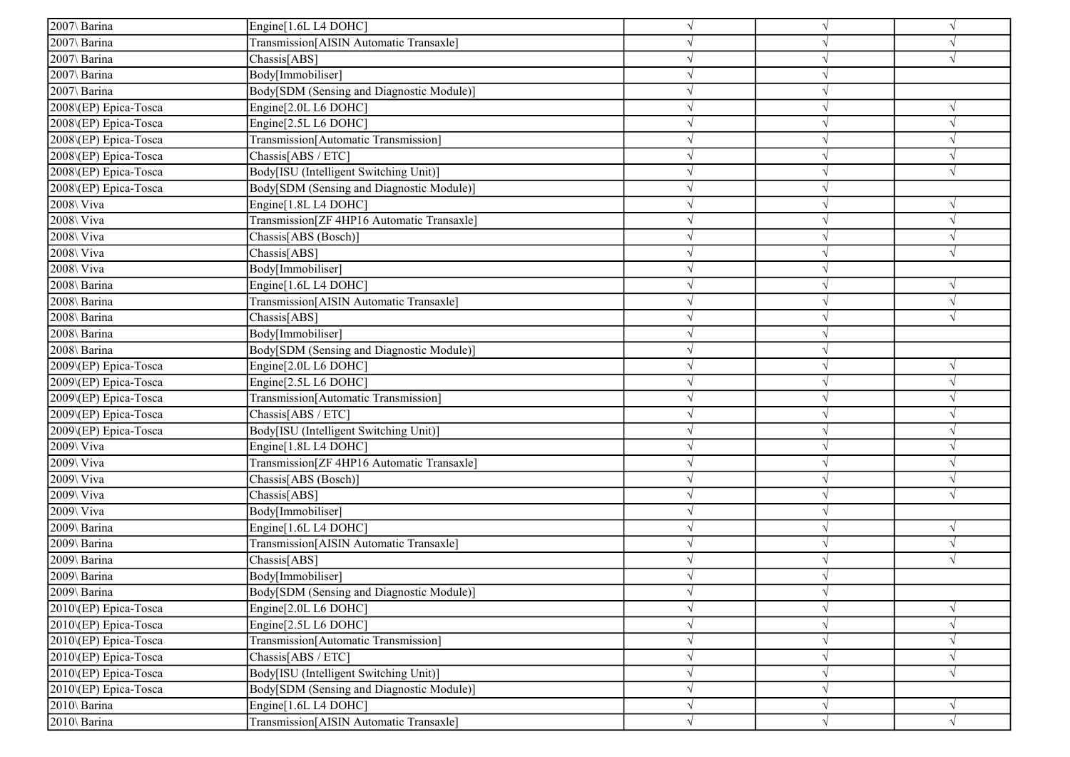| | | | | |
|---|---|---|---|---|
| 2007\ Barina | Engine[1.6L L4 DOHC] | √ | √ | √ |
| 2007\ Barina | Transmission[AISIN Automatic Transaxle] | √ | √ | √ |
| 2007\ Barina | Chassis[ABS] | √ | √ | √ |
| 2007\ Barina | Body[Immobiliser] | √ | √ | |
| 2007\ Barina | Body[SDM (Sensing and Diagnostic Module)] | √ | √ | |
| 2008\(EP) Epica-Tosca | Engine[2.0L L6 DOHC] | √ | √ | √ |
| 2008\(EP) Epica-Tosca | Engine[2.5L L6 DOHC] | √ | √ | √ |
| 2008\(EP) Epica-Tosca | Transmission[Automatic Transmission] | √ | √ | √ |
| 2008\(EP) Epica-Tosca | Chassis[ABS / ETC] | √ | √ | √ |
| 2008\(EP) Epica-Tosca | Body[ISU (Intelligent Switching Unit)] | √ | √ | √ |
| 2008\(EP) Epica-Tosca | Body[SDM (Sensing and Diagnostic Module)] | √ | √ | |
| 2008\ Viva | Engine[1.8L L4 DOHC] | √ | √ | √ |
| 2008\ Viva | Transmission[ZF 4HP16 Automatic Transaxle] | √ | √ | √ |
| 2008\ Viva | Chassis[ABS (Bosch)] | √ | √ | √ |
| 2008\ Viva | Chassis[ABS] | √ | √ | √ |
| 2008\ Viva | Body[Immobiliser] | √ | √ | |
| 2008\ Barina | Engine[1.6L L4 DOHC] | √ | √ | √ |
| 2008\ Barina | Transmission[AISIN Automatic Transaxle] | √ | √ | √ |
| 2008\ Barina | Chassis[ABS] | √ | √ | √ |
| 2008\ Barina | Body[Immobiliser] | √ | √ | |
| 2008\ Barina | Body[SDM (Sensing and Diagnostic Module)] | √ | √ | |
| 2009\(EP) Epica-Tosca | Engine[2.0L L6 DOHC] | √ | √ | √ |
| 2009\(EP) Epica-Tosca | Engine[2.5L L6 DOHC] | √ | √ | √ |
| 2009\(EP) Epica-Tosca | Transmission[Automatic Transmission] | √ | √ | √ |
| 2009\(EP) Epica-Tosca | Chassis[ABS / ETC] | √ | √ | √ |
| 2009\(EP) Epica-Tosca | Body[ISU (Intelligent Switching Unit)] | √ | √ | √ |
| 2009\ Viva | Engine[1.8L L4 DOHC] | √ | √ | √ |
| 2009\ Viva | Transmission[ZF 4HP16 Automatic Transaxle] | √ | √ | √ |
| 2009\ Viva | Chassis[ABS (Bosch)] | √ | √ | √ |
| 2009\ Viva | Chassis[ABS] | √ | √ | √ |
| 2009\ Viva | Body[Immobiliser] | √ | √ | |
| 2009\ Barina | Engine[1.6L L4 DOHC] | √ | √ | √ |
| 2009\ Barina | Transmission[AISIN Automatic Transaxle] | √ | √ | √ |
| 2009\ Barina | Chassis[ABS] | √ | √ | √ |
| 2009\ Barina | Body[Immobiliser] | √ | √ | |
| 2009\ Barina | Body[SDM (Sensing and Diagnostic Module)] | √ | √ | |
| 2010\(EP) Epica-Tosca | Engine[2.0L L6 DOHC] | √ | √ | √ |
| 2010\(EP) Epica-Tosca | Engine[2.5L L6 DOHC] | √ | √ | √ |
| 2010\(EP) Epica-Tosca | Transmission[Automatic Transmission] | √ | √ | √ |
| 2010\(EP) Epica-Tosca | Chassis[ABS / ETC] | √ | √ | √ |
| 2010\(EP) Epica-Tosca | Body[ISU (Intelligent Switching Unit)] | √ | √ | √ |
| 2010\(EP) Epica-Tosca | Body[SDM (Sensing and Diagnostic Module)] | √ | √ | |
| 2010\ Barina | Engine[1.6L L4 DOHC] | √ | √ | √ |
| 2010\ Barina | Transmission[AISIN Automatic Transaxle] | √ | √ | √ |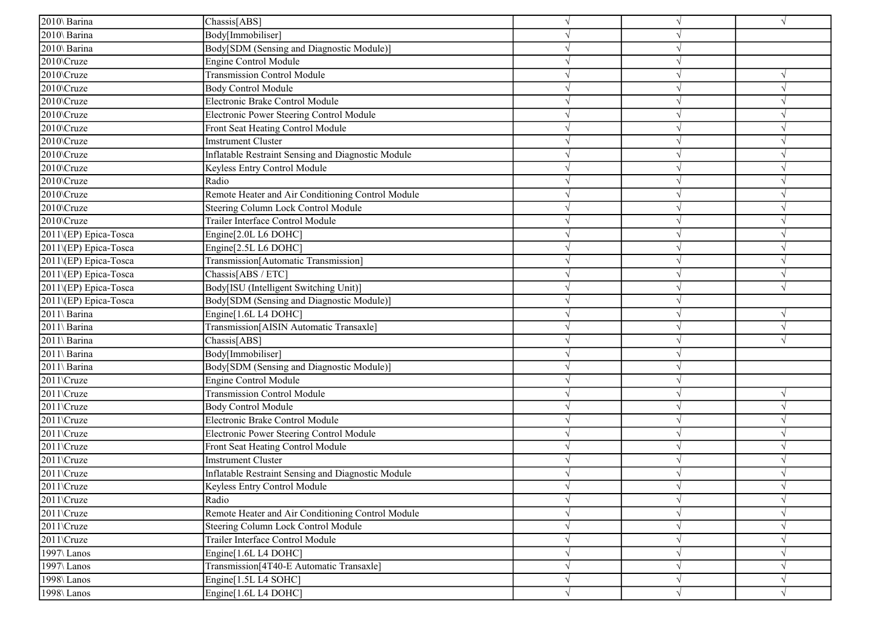| | | | | |
|---|---|---|---|---|
| 2010\ Barina | Chassis[ABS] | √ | √ | √ |
| 2010\ Barina | Body[Immobiliser] | √ | √ | |
| 2010\ Barina | Body[SDM (Sensing and Diagnostic Module)] | √ | √ | |
| 2010\Cruze | Engine Control Module | √ | √ | |
| 2010\Cruze | Transmission Control Module | √ | √ | √ |
| 2010\Cruze | Body Control Module | √ | √ | √ |
| 2010\Cruze | Electronic Brake Control Module | √ | √ | √ |
| 2010\Cruze | Electronic Power Steering Control Module | √ | √ | √ |
| 2010\Cruze | Front Seat Heating Control Module | √ | √ | √ |
| 2010\Cruze | Imstrument Cluster | √ | √ | √ |
| 2010\Cruze | Inflatable Restraint Sensing and Diagnostic Module | √ | √ | √ |
| 2010\Cruze | Keyless Entry Control Module | √ | √ | √ |
| 2010\Cruze | Radio | √ | √ | √ |
| 2010\Cruze | Remote Heater and Air Conditioning Control Module | √ | √ | √ |
| 2010\Cruze | Steering Column Lock Control Module | √ | √ | √ |
| 2010\Cruze | Trailer Interface Control Module | √ | √ | √ |
| 2011\(EP) Epica-Tosca | Engine[2.0L L6 DOHC] | √ | √ | √ |
| 2011\(EP) Epica-Tosca | Engine[2.5L L6 DOHC] | √ | √ | √ |
| 2011\(EP) Epica-Tosca | Transmission[Automatic Transmission] | √ | √ | √ |
| 2011\(EP) Epica-Tosca | Chassis[ABS / ETC] | √ | √ | √ |
| 2011\(EP) Epica-Tosca | Body[ISU (Intelligent Switching Unit)] | √ | √ | √ |
| 2011\(EP) Epica-Tosca | Body[SDM (Sensing and Diagnostic Module)] | √ | √ | |
| 2011\ Barina | Engine[1.6L L4 DOHC] | √ | √ | √ |
| 2011\ Barina | Transmission[AISIN Automatic Transaxle] | √ | √ | √ |
| 2011\ Barina | Chassis[ABS] | √ | √ | √ |
| 2011\ Barina | Body[Immobiliser] | √ | √ | |
| 2011\ Barina | Body[SDM (Sensing and Diagnostic Module)] | √ | √ | |
| 2011\Cruze | Engine Control Module | √ | √ | |
| 2011\Cruze | Transmission Control Module | √ | √ | √ |
| 2011\Cruze | Body Control Module | √ | √ | √ |
| 2011\Cruze | Electronic Brake Control Module | √ | √ | √ |
| 2011\Cruze | Electronic Power Steering Control Module | √ | √ | √ |
| 2011\Cruze | Front Seat Heating Control Module | √ | √ | √ |
| 2011\Cruze | Imstrument Cluster | √ | √ | √ |
| 2011\Cruze | Inflatable Restraint Sensing and Diagnostic Module | √ | √ | √ |
| 2011\Cruze | Keyless Entry Control Module | √ | √ | √ |
| 2011\Cruze | Radio | √ | √ | √ |
| 2011\Cruze | Remote Heater and Air Conditioning Control Module | √ | √ | √ |
| 2011\Cruze | Steering Column Lock Control Module | √ | √ | √ |
| 2011\Cruze | Trailer Interface Control Module | √ | √ | √ |
| 1997\ Lanos | Engine[1.6L L4 DOHC] | √ | √ | √ |
| 1997\ Lanos | Transmission[4T40-E Automatic Transaxle] | √ | √ | √ |
| 1998\ Lanos | Engine[1.5L L4 SOHC] | √ | √ | √ |
| 1998\ Lanos | Engine[1.6L L4 DOHC] | √ | √ | √ |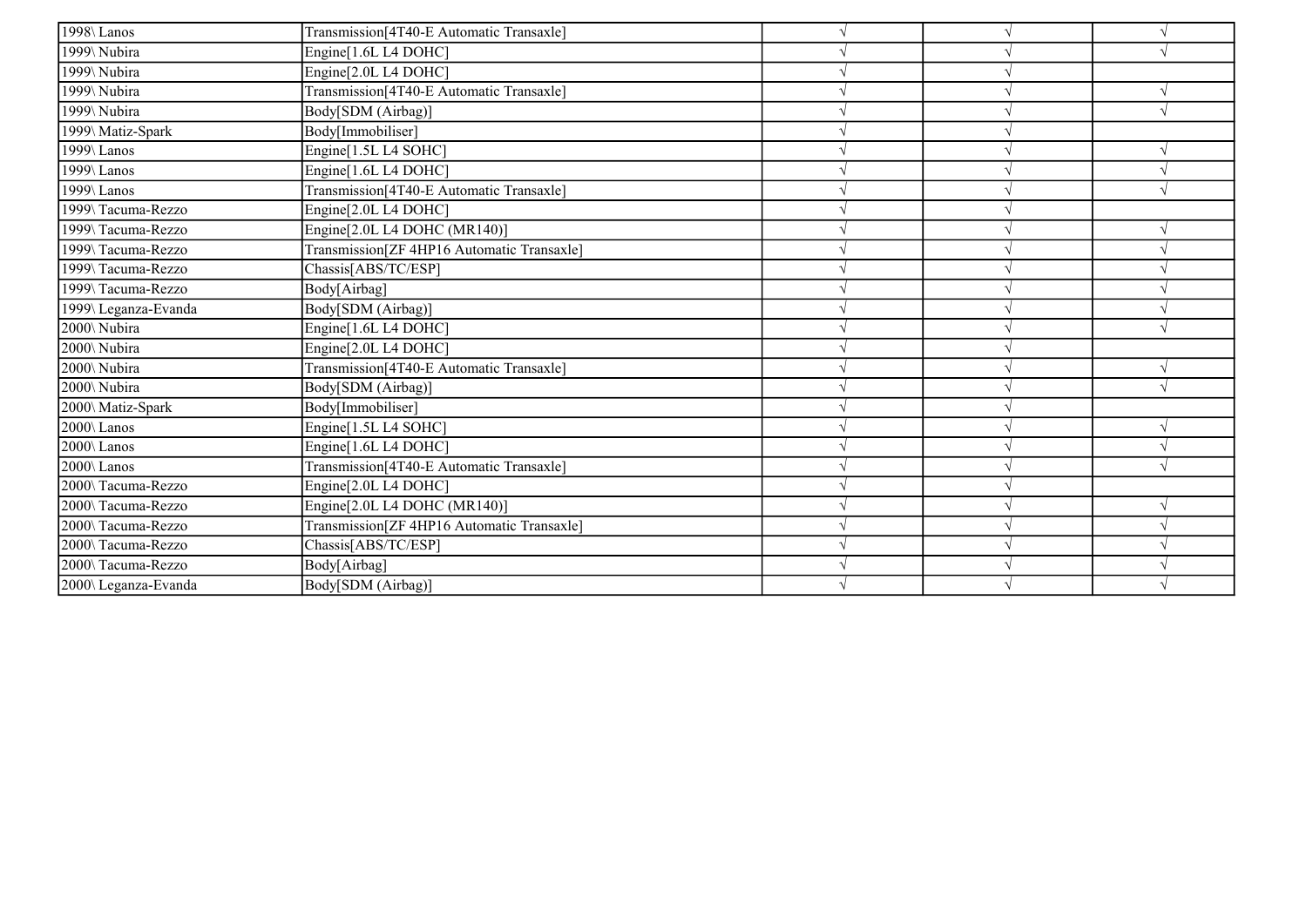| | | | | |
|---|---|---|---|---|
| 1998\ Lanos | Transmission[4T40-E Automatic Transaxle] | √ | √ | √ |
| 1999\ Nubira | Engine[1.6L L4 DOHC] | √ | √ | √ |
| 1999\ Nubira | Engine[2.0L L4 DOHC] | √ | √ | |
| 1999\ Nubira | Transmission[4T40-E Automatic Transaxle] | √ | √ | √ |
| 1999\ Nubira | Body[SDM (Airbag)] | √ | √ | √ |
| 1999\ Matiz-Spark | Body[Immobiliser] | √ | √ | |
| 1999\ Lanos | Engine[1.5L L4 SOHC] | √ | √ | √ |
| 1999\ Lanos | Engine[1.6L L4 DOHC] | √ | √ | √ |
| 1999\ Lanos | Transmission[4T40-E Automatic Transaxle] | √ | √ | √ |
| 1999\ Tacuma-Rezzo | Engine[2.0L L4 DOHC] | √ | √ | |
| 1999\ Tacuma-Rezzo | Engine[2.0L L4 DOHC (MR140)] | √ | √ | √ |
| 1999\ Tacuma-Rezzo | Transmission[ZF 4HP16 Automatic Transaxle] | √ | √ | √ |
| 1999\ Tacuma-Rezzo | Chassis[ABS/TC/ESP] | √ | √ | √ |
| 1999\ Tacuma-Rezzo | Body[Airbag] | √ | √ | √ |
| 1999\ Leganza-Evanda | Body[SDM (Airbag)] | √ | √ | √ |
| 2000\ Nubira | Engine[1.6L L4 DOHC] | √ | √ | √ |
| 2000\ Nubira | Engine[2.0L L4 DOHC] | √ | √ | |
| 2000\ Nubira | Transmission[4T40-E Automatic Transaxle] | √ | √ | √ |
| 2000\ Nubira | Body[SDM (Airbag)] | √ | √ | √ |
| 2000\ Matiz-Spark | Body[Immobiliser] | √ | √ | |
| 2000\ Lanos | Engine[1.5L L4 SOHC] | √ | √ | √ |
| 2000\ Lanos | Engine[1.6L L4 DOHC] | √ | √ | √ |
| 2000\ Lanos | Transmission[4T40-E Automatic Transaxle] | √ | √ | √ |
| 2000\ Tacuma-Rezzo | Engine[2.0L L4 DOHC] | √ | √ | |
| 2000\ Tacuma-Rezzo | Engine[2.0L L4 DOHC (MR140)] | √ | √ | √ |
| 2000\ Tacuma-Rezzo | Transmission[ZF 4HP16 Automatic Transaxle] | √ | √ | √ |
| 2000\ Tacuma-Rezzo | Chassis[ABS/TC/ESP] | √ | √ | √ |
| 2000\ Tacuma-Rezzo | Body[Airbag] | √ | √ | √ |
| 2000\ Leganza-Evanda | Body[SDM (Airbag)] | √ | √ | √ |